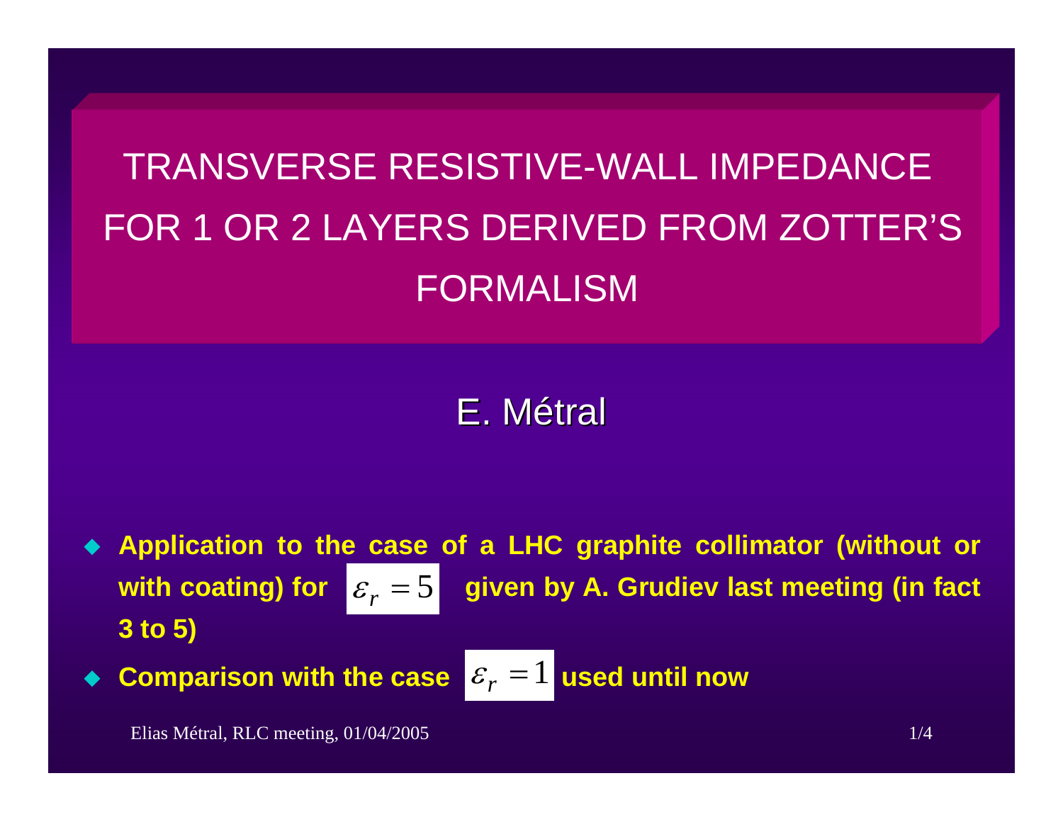# TRANSVERSE RESISTIVE-WALL IMPEDANCE FOR 1 OR 2 LAYERS DERIVED FROM ZOTTER'S FORMALISM

E. Métral

- **Application to the case of a LHC graphite collimator (without or with coating) for $\varepsilon_r = 5$ given by A. Grudiev last meeting (in fact 3 to 5)**
- **Comparison with the case $\varepsilon_r = 1$ used until now**

Elias Métral, RLC meeting, 01/04/2005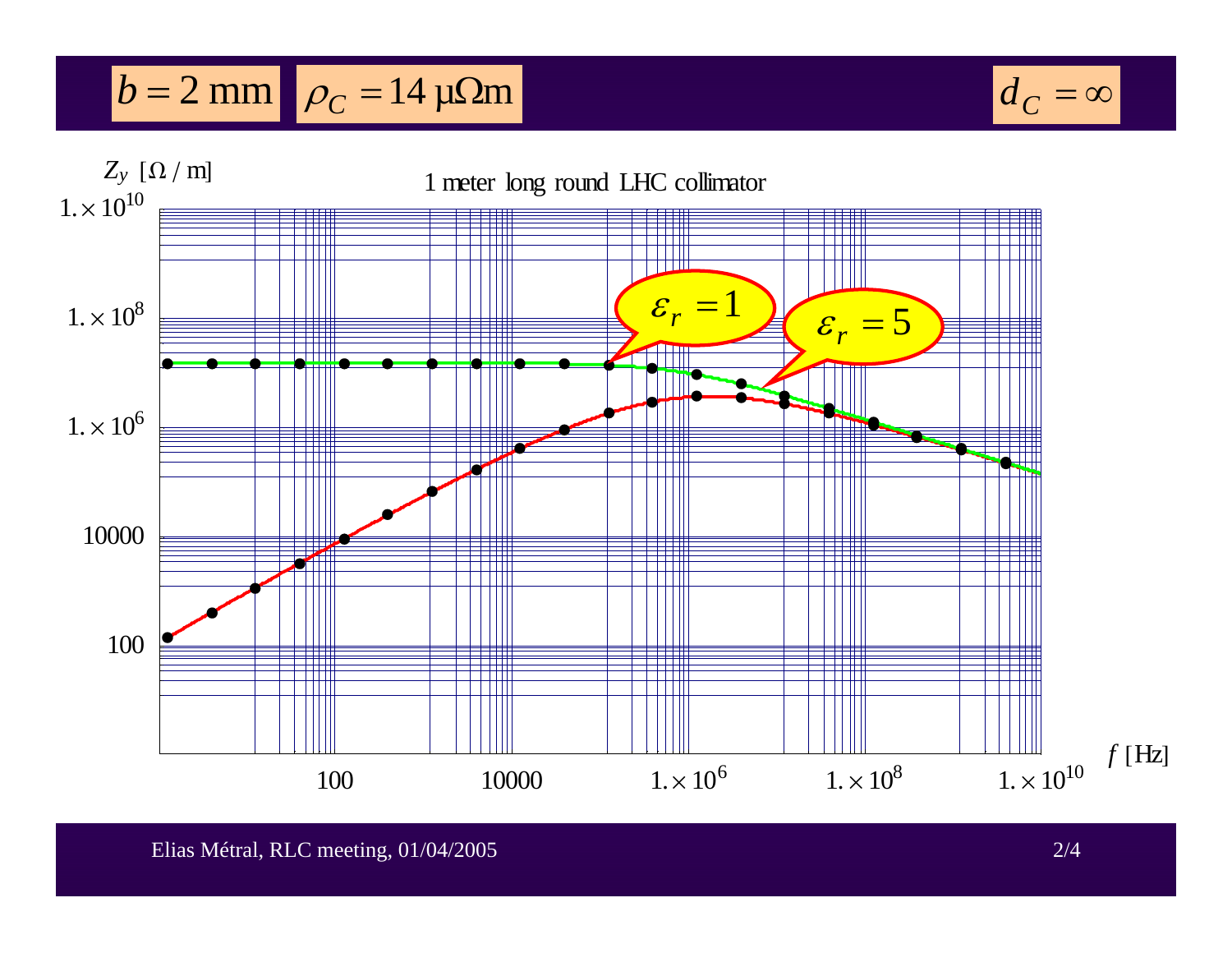$b = 2$ mm $\quad \rho_C = 14\ \mu\Omega\text{m} \quad d_C = \infty$

$Z_y$ [Ω / m]

1 meter long round LHC collimator

$\varepsilon_r = 1$

$\varepsilon_r = 5$

$f$ [Hz]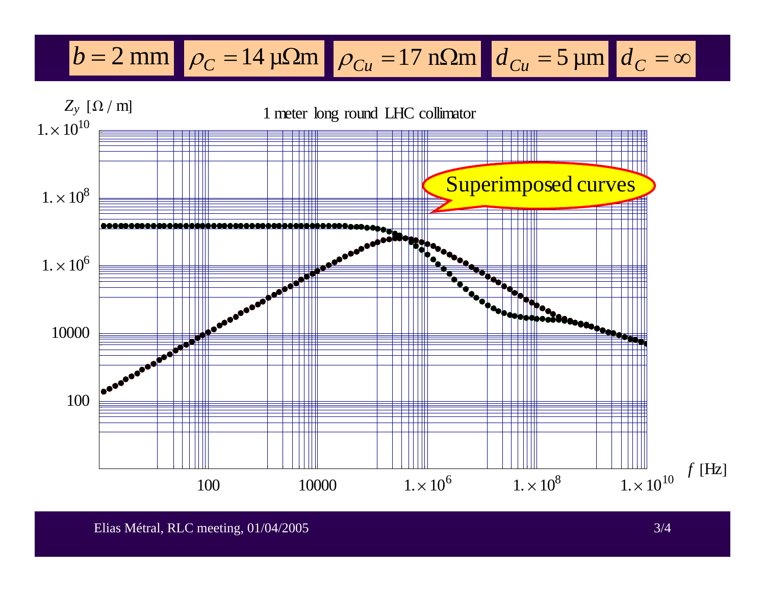$b = 2$ mm | $\rho_C = 14$ μΩm | $\rho_{Cu} = 17$ nΩm | $d_{Cu} = 5$ μm | $d_C = \infty$

1 meter long round LHC collimator

$Z_y$ [Ω / m]

Superimposed curves

$f$ [Hz]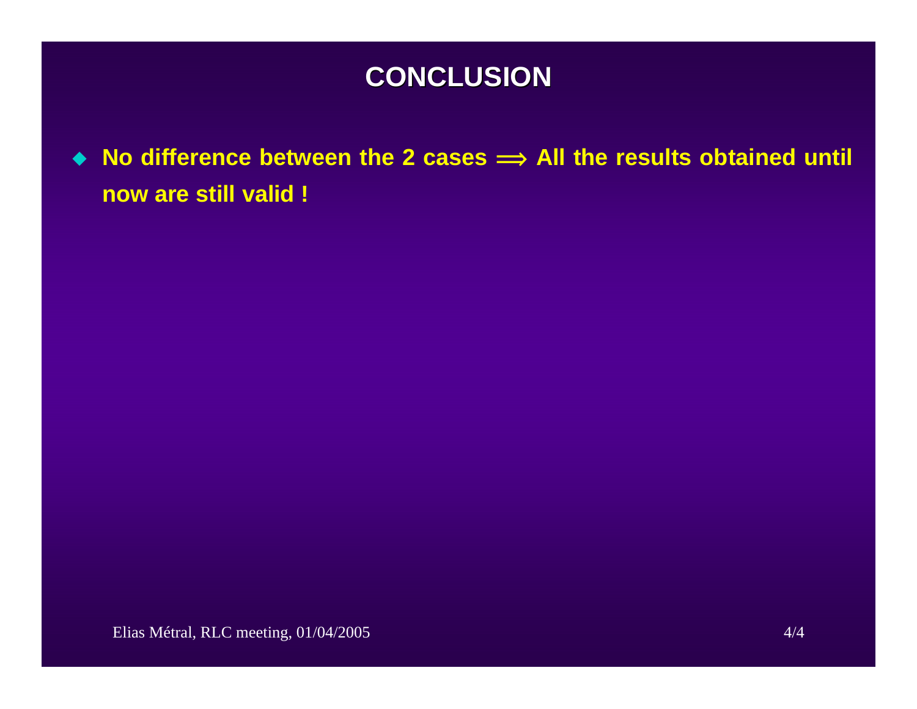# CONCLUSION

- **No difference between the 2 cases $\Longrightarrow$ All the results obtained until now are still valid !**